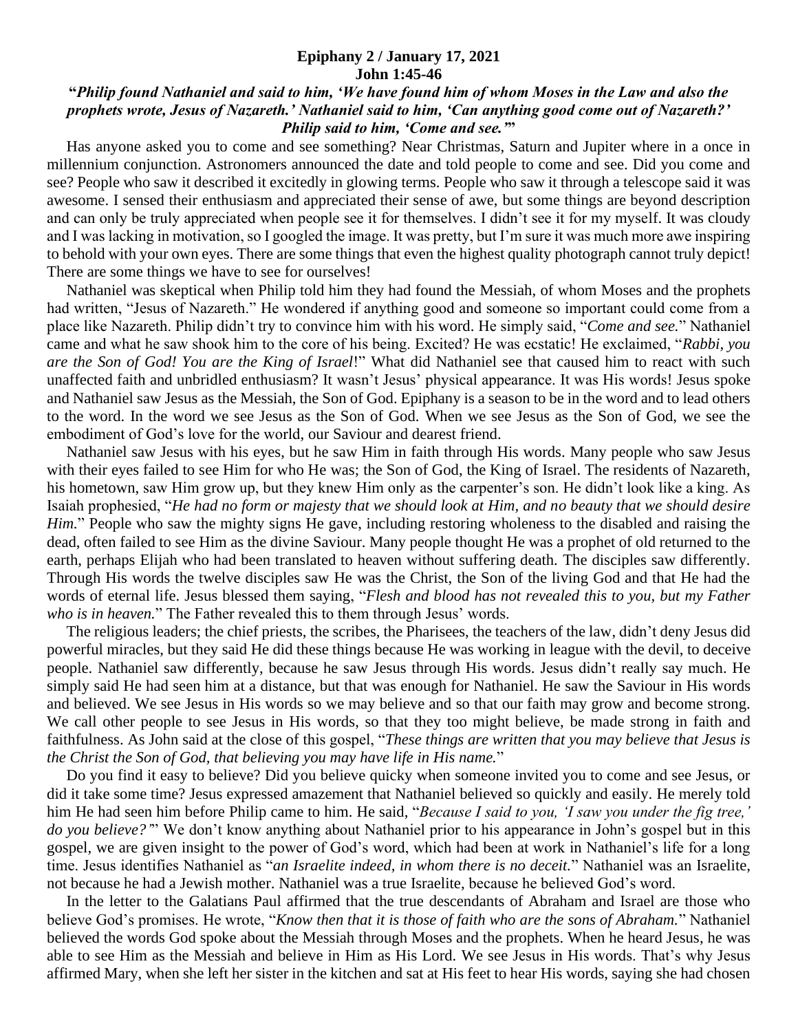**Epiphany 2 / January 17, 2021**
**John 1:45-46**

***"Philip found Nathaniel and said to him, 'We have found him of whom Moses in the Law and also the prophets wrote, Jesus of Nazareth.' Nathaniel said to him, 'Can anything good come out of Nazareth?' Philip said to him, 'Come and see.'"***

Has anyone asked you to come and see something? Near Christmas, Saturn and Jupiter where in a once in millennium conjunction. Astronomers announced the date and told people to come and see. Did you come and see? People who saw it described it excitedly in glowing terms. People who saw it through a telescope said it was awesome. I sensed their enthusiasm and appreciated their sense of awe, but some things are beyond description and can only be truly appreciated when people see it for themselves. I didn't see it for my myself. It was cloudy and I was lacking in motivation, so I googled the image. It was pretty, but I'm sure it was much more awe inspiring to behold with your own eyes. There are some things that even the highest quality photograph cannot truly depict! There are some things we have to see for ourselves!

Nathaniel was skeptical when Philip told him they had found the Messiah, of whom Moses and the prophets had written, "Jesus of Nazareth." He wondered if anything good and someone so important could come from a place like Nazareth. Philip didn't try to convince him with his word. He simply said, "*Come and see.*" Nathaniel came and what he saw shook him to the core of his being. Excited? He was ecstatic! He exclaimed, "*Rabbi, you are the Son of God! You are the King of Israel*!" What did Nathaniel see that caused him to react with such unaffected faith and unbridled enthusiasm? It wasn't Jesus' physical appearance. It was His words! Jesus spoke and Nathaniel saw Jesus as the Messiah, the Son of God. Epiphany is a season to be in the word and to lead others to the word. In the word we see Jesus as the Son of God. When we see Jesus as the Son of God, we see the embodiment of God's love for the world, our Saviour and dearest friend.

Nathaniel saw Jesus with his eyes, but he saw Him in faith through His words. Many people who saw Jesus with their eyes failed to see Him for who He was; the Son of God, the King of Israel. The residents of Nazareth, his hometown, saw Him grow up, but they knew Him only as the carpenter's son. He didn't look like a king. As Isaiah prophesied, "*He had no form or majesty that we should look at Him, and no beauty that we should desire Him.*" People who saw the mighty signs He gave, including restoring wholeness to the disabled and raising the dead, often failed to see Him as the divine Saviour. Many people thought He was a prophet of old returned to the earth, perhaps Elijah who had been translated to heaven without suffering death. The disciples saw differently. Through His words the twelve disciples saw He was the Christ, the Son of the living God and that He had the words of eternal life. Jesus blessed them saying, "*Flesh and blood has not revealed this to you, but my Father who is in heaven.*" The Father revealed this to them through Jesus' words.

The religious leaders; the chief priests, the scribes, the Pharisees, the teachers of the law, didn't deny Jesus did powerful miracles, but they said He did these things because He was working in league with the devil, to deceive people. Nathaniel saw differently, because he saw Jesus through His words. Jesus didn't really say much. He simply said He had seen him at a distance, but that was enough for Nathaniel. He saw the Saviour in His words and believed. We see Jesus in His words so we may believe and so that our faith may grow and become strong. We call other people to see Jesus in His words, so that they too might believe, be made strong in faith and faithfulness. As John said at the close of this gospel, "*These things are written that you may believe that Jesus is the Christ the Son of God, that believing you may have life in His name.*"

Do you find it easy to believe? Did you believe quicky when someone invited you to come and see Jesus, or did it take some time? Jesus expressed amazement that Nathaniel believed so quickly and easily. He merely told him He had seen him before Philip came to him. He said, "*Because I said to you, 'I saw you under the fig tree,' do you believe?'*" We don't know anything about Nathaniel prior to his appearance in John's gospel but in this gospel, we are given insight to the power of God's word, which had been at work in Nathaniel's life for a long time. Jesus identifies Nathaniel as "*an Israelite indeed, in whom there is no deceit.*" Nathaniel was an Israelite, not because he had a Jewish mother. Nathaniel was a true Israelite, because he believed God's word.

In the letter to the Galatians Paul affirmed that the true descendants of Abraham and Israel are those who believe God's promises. He wrote, "*Know then that it is those of faith who are the sons of Abraham.*" Nathaniel believed the words God spoke about the Messiah through Moses and the prophets. When he heard Jesus, he was able to see Him as the Messiah and believe in Him as His Lord. We see Jesus in His words. That's why Jesus affirmed Mary, when she left her sister in the kitchen and sat at His feet to hear His words, saying she had chosen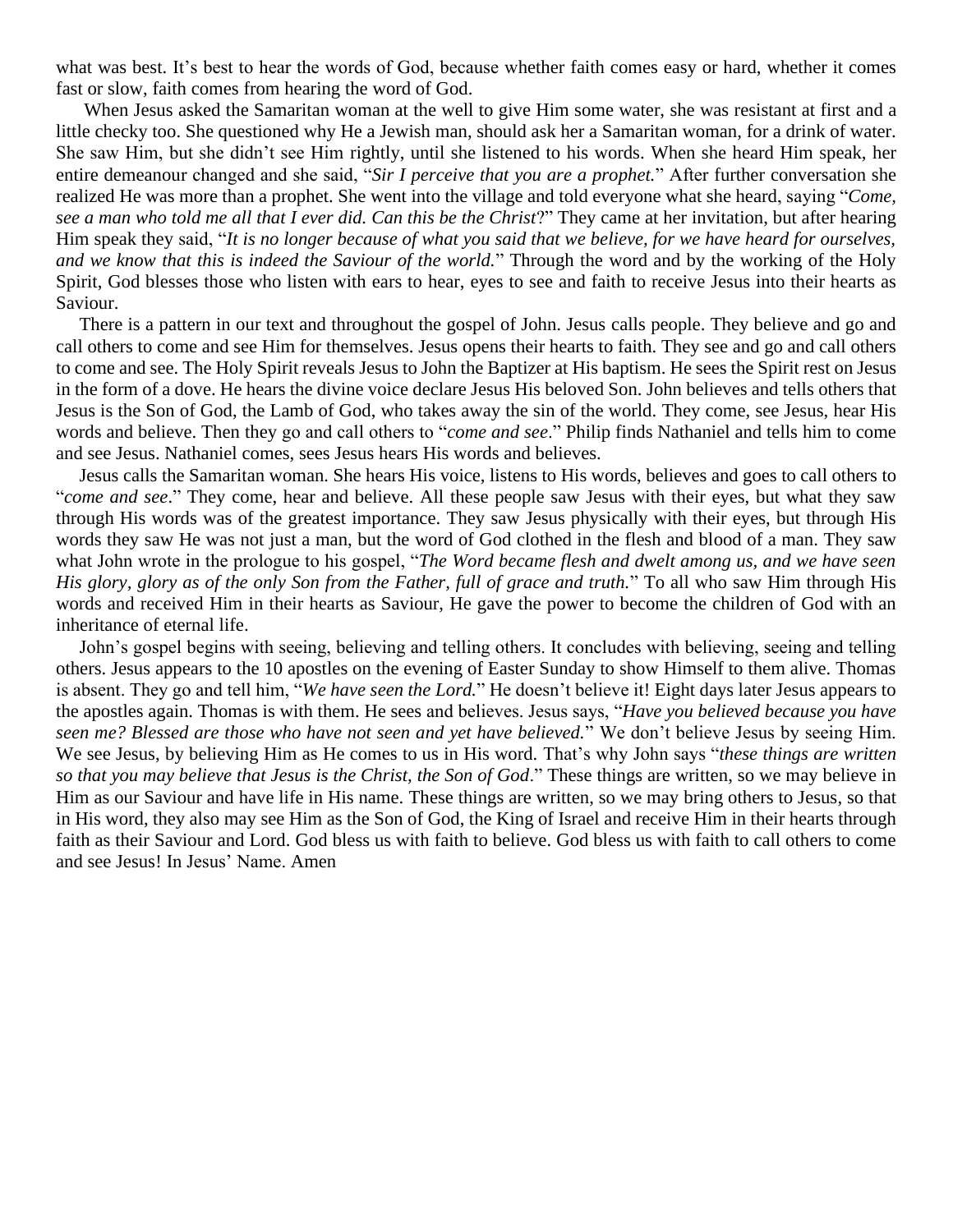what was best. It's best to hear the words of God, because whether faith comes easy or hard, whether it comes fast or slow, faith comes from hearing the word of God.

When Jesus asked the Samaritan woman at the well to give Him some water, she was resistant at first and a little checky too. She questioned why He a Jewish man, should ask her a Samaritan woman, for a drink of water. She saw Him, but she didn't see Him rightly, until she listened to his words. When she heard Him speak, her entire demeanour changed and she said, "*Sir I perceive that you are a prophet.*" After further conversation she realized He was more than a prophet. She went into the village and told everyone what she heard, saying "*Come, see a man who told me all that I ever did. Can this be the Christ*?" They came at her invitation, but after hearing Him speak they said, "*It is no longer because of what you said that we believe, for we have heard for ourselves, and we know that this is indeed the Saviour of the world.*" Through the word and by the working of the Holy Spirit, God blesses those who listen with ears to hear, eyes to see and faith to receive Jesus into their hearts as Saviour.

There is a pattern in our text and throughout the gospel of John. Jesus calls people. They believe and go and call others to come and see Him for themselves. Jesus opens their hearts to faith. They see and go and call others to come and see. The Holy Spirit reveals Jesus to John the Baptizer at His baptism. He sees the Spirit rest on Jesus in the form of a dove. He hears the divine voice declare Jesus His beloved Son. John believes and tells others that Jesus is the Son of God, the Lamb of God, who takes away the sin of the world. They come, see Jesus, hear His words and believe. Then they go and call others to "*come and see*." Philip finds Nathaniel and tells him to come and see Jesus. Nathaniel comes, sees Jesus hears His words and believes.

Jesus calls the Samaritan woman. She hears His voice, listens to His words, believes and goes to call others to "*come and see*." They come, hear and believe. All these people saw Jesus with their eyes, but what they saw through His words was of the greatest importance. They saw Jesus physically with their eyes, but through His words they saw He was not just a man, but the word of God clothed in the flesh and blood of a man. They saw what John wrote in the prologue to his gospel, "*The Word became flesh and dwelt among us, and we have seen His glory, glory as of the only Son from the Father, full of grace and truth.*" To all who saw Him through His words and received Him in their hearts as Saviour, He gave the power to become the children of God with an inheritance of eternal life.

John's gospel begins with seeing, believing and telling others. It concludes with believing, seeing and telling others. Jesus appears to the 10 apostles on the evening of Easter Sunday to show Himself to them alive. Thomas is absent. They go and tell him, "*We have seen the Lord.*" He doesn't believe it! Eight days later Jesus appears to the apostles again. Thomas is with them. He sees and believes. Jesus says, "*Have you believed because you have seen me? Blessed are those who have not seen and yet have believed.*" We don't believe Jesus by seeing Him. We see Jesus, by believing Him as He comes to us in His word. That's why John says "*these things are written so that you may believe that Jesus is the Christ, the Son of God*." These things are written, so we may believe in Him as our Saviour and have life in His name. These things are written, so we may bring others to Jesus, so that in His word, they also may see Him as the Son of God, the King of Israel and receive Him in their hearts through faith as their Saviour and Lord. God bless us with faith to believe. God bless us with faith to call others to come and see Jesus! In Jesus' Name. Amen